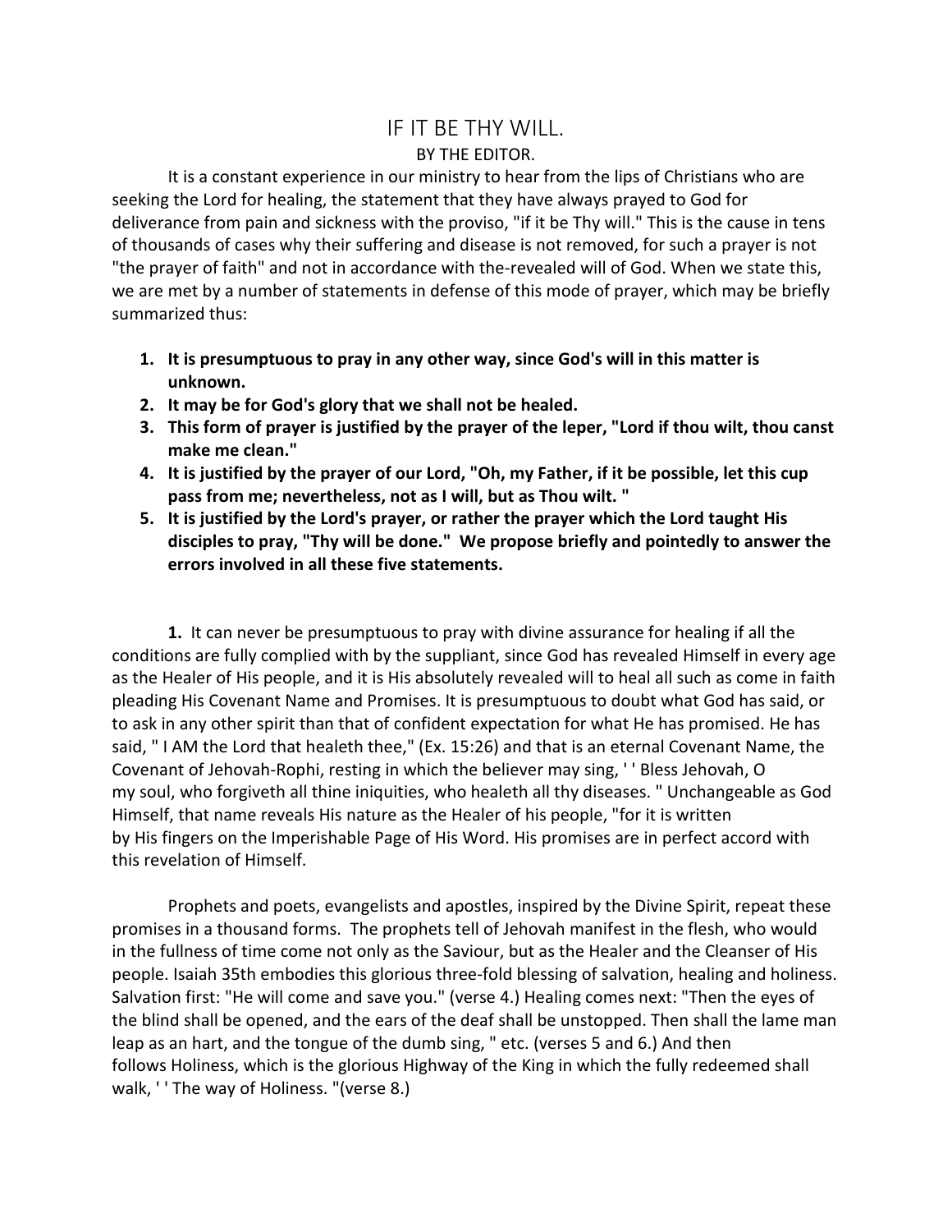# IF IT BE THY WILL.

BY THE EDITOR.

It is a constant experience in our ministry to hear from the lips of Christians who are seeking the Lord for healing, the statement that they have always prayed to God for deliverance from pain and sickness with the proviso, "if it be Thy will." This is the cause in tens of thousands of cases why their suffering and disease is not removed, for such a prayer is not "the prayer of faith" and not in accordance with the-revealed will of God. When we state this, we are met by a number of statements in defense of this mode of prayer, which may be briefly summarized thus:

1. **It is presumptuous to pray in any other way, since God's will in this matter is unknown.**
2. **It may be for God's glory that we shall not be healed.**
3. **This form of prayer is justified by the prayer of the leper, "Lord if thou wilt, thou canst make me clean."**
4. **It is justified by the prayer of our Lord, "Oh, my Father, if it be possible, let this cup pass from me; nevertheless, not as I will, but as Thou wilt. "**
5. **It is justified by the Lord's prayer, or rather the prayer which the Lord taught His disciples to pray, "Thy will be done." We propose briefly and pointedly to answer the errors involved in all these five statements.**

**1.** It can never be presumptuous to pray with divine assurance for healing if all the conditions are fully complied with by the suppliant, since God has revealed Himself in every age as the Healer of His people, and it is His absolutely revealed will to heal all such as come in faith pleading His Covenant Name and Promises. It is presumptuous to doubt what God has said, or to ask in any other spirit than that of confident expectation for what He has promised. He has said, " I AM the Lord that healeth thee," (Ex. 15:26) and that is an eternal Covenant Name, the Covenant of Jehovah-Rophi, resting in which the believer may sing, ' ' Bless Jehovah, O my soul, who forgiveth all thine iniquities, who healeth all thy diseases. " Unchangeable as God Himself, that name reveals His nature as the Healer of his people, "for it is written by His fingers on the Imperishable Page of His Word. His promises are in perfect accord with this revelation of Himself.

Prophets and poets, evangelists and apostles, inspired by the Divine Spirit, repeat these promises in a thousand forms. The prophets tell of Jehovah manifest in the flesh, who would in the fullness of time come not only as the Saviour, but as the Healer and the Cleanser of His people. Isaiah 35th embodies this glorious three-fold blessing of salvation, healing and holiness. Salvation first: "He will come and save you." (verse 4.) Healing comes next: "Then the eyes of the blind shall be opened, and the ears of the deaf shall be unstopped. Then shall the lame man leap as an hart, and the tongue of the dumb sing, " etc. (verses 5 and 6.) And then follows Holiness, which is the glorious Highway of the King in which the fully redeemed shall walk, ' ' The way of Holiness. "(verse 8.)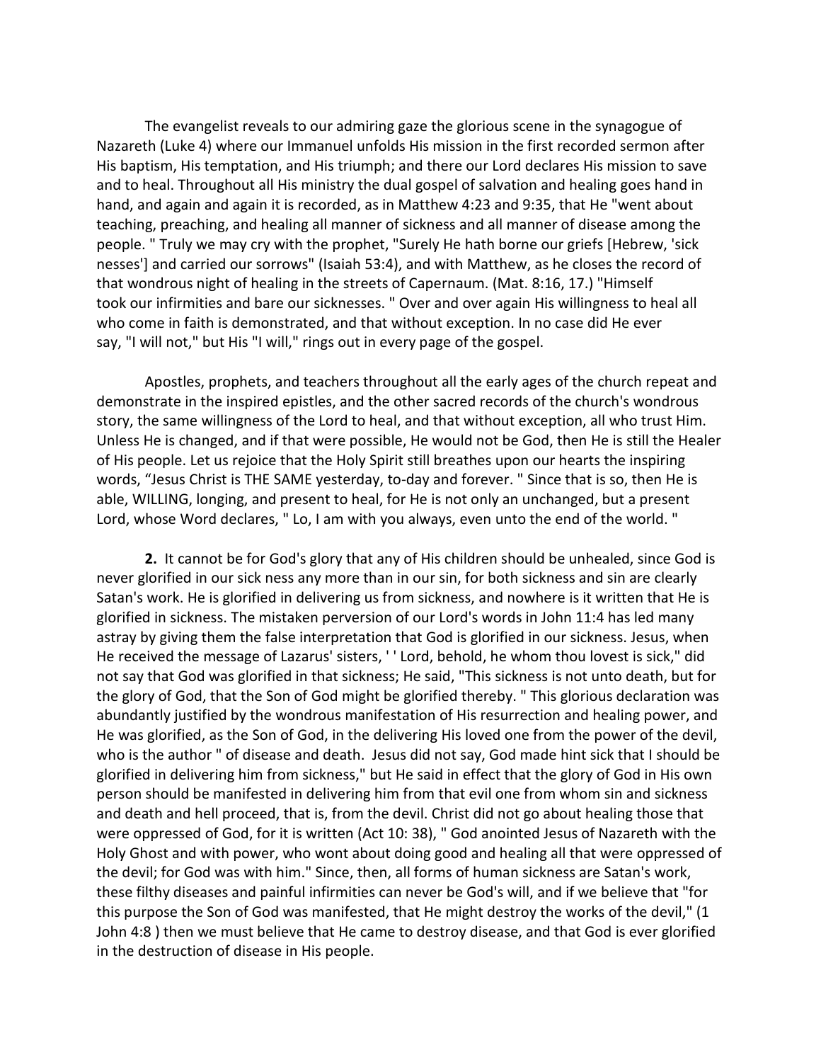The evangelist reveals to our admiring gaze the glorious scene in the synagogue of Nazareth (Luke 4) where our Immanuel unfolds His mission in the first recorded sermon after His baptism, His temptation, and His triumph; and there our Lord declares His mission to save and to heal. Throughout all His ministry the dual gospel of salvation and healing goes hand in hand, and again and again it is recorded, as in Matthew 4:23 and 9:35, that He "went about teaching, preaching, and healing all manner of sickness and all manner of disease among the people. " Truly we may cry with the prophet, "Surely He hath borne our griefs [Hebrew, 'sick nesses'] and carried our sorrows" (Isaiah 53:4), and with Matthew, as he closes the record of that wondrous night of healing in the streets of Capernaum. (Mat. 8:16, 17.) "Himself took our infirmities and bare our sicknesses. " Over and over again His willingness to heal all who come in faith is demonstrated, and that without exception. In no case did He ever say, "I will not," but His "I will," rings out in every page of the gospel.

Apostles, prophets, and teachers throughout all the early ages of the church repeat and demonstrate in the inspired epistles, and the other sacred records of the church's wondrous story, the same willingness of the Lord to heal, and that without exception, all who trust Him. Unless He is changed, and if that were possible, He would not be God, then He is still the Healer of His people. Let us rejoice that the Holy Spirit still breathes upon our hearts the inspiring words, "Jesus Christ is THE SAME yesterday, to-day and forever. " Since that is so, then He is able, WILLING, longing, and present to heal, for He is not only an unchanged, but a present Lord, whose Word declares, " Lo, I am with you always, even unto the end of the world. "

**2.** It cannot be for God's glory that any of His children should be unhealed, since God is never glorified in our sick ness any more than in our sin, for both sickness and sin are clearly Satan's work. He is glorified in delivering us from sickness, and nowhere is it written that He is glorified in sickness. The mistaken perversion of our Lord's words in John 11:4 has led many astray by giving them the false interpretation that God is glorified in our sickness. Jesus, when He received the message of Lazarus' sisters, ' ' Lord, behold, he whom thou lovest is sick," did not say that God was glorified in that sickness; He said, "This sickness is not unto death, but for the glory of God, that the Son of God might be glorified thereby. " This glorious declaration was abundantly justified by the wondrous manifestation of His resurrection and healing power, and He was glorified, as the Son of God, in the delivering His loved one from the power of the devil, who is the author " of disease and death. Jesus did not say, God made hint sick that I should be glorified in delivering him from sickness," but He said in effect that the glory of God in His own person should be manifested in delivering him from that evil one from whom sin and sickness and death and hell proceed, that is, from the devil. Christ did not go about healing those that were oppressed of God, for it is written (Act 10: 38), " God anointed Jesus of Nazareth with the Holy Ghost and with power, who wont about doing good and healing all that were oppressed of the devil; for God was with him." Since, then, all forms of human sickness are Satan's work, these filthy diseases and painful infirmities can never be God's will, and if we believe that "for this purpose the Son of God was manifested, that He might destroy the works of the devil," (1 John 4:8 ) then we must believe that He came to destroy disease, and that God is ever glorified in the destruction of disease in His people.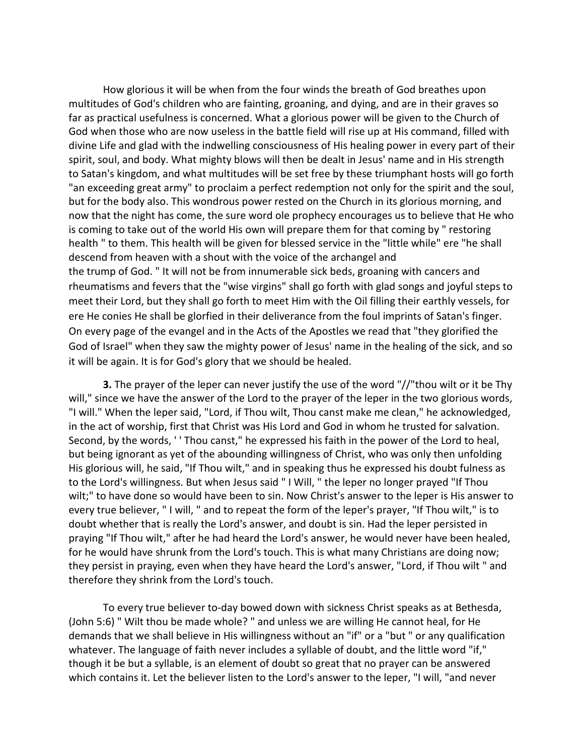How glorious it will be when from the four winds the breath of God breathes upon multitudes of God's children who are fainting, groaning, and dying, and are in their graves so far as practical usefulness is concerned. What a glorious power will be given to the Church of God when those who are now useless in the battle field will rise up at His command, filled with divine Life and glad with the indwelling consciousness of His healing power in every part of their spirit, soul, and body. What mighty blows will then be dealt in Jesus' name and in His strength to Satan's kingdom, and what multitudes will be set free by these triumphant hosts will go forth "an exceeding great army" to proclaim a perfect redemption not only for the spirit and the soul, but for the body also. This wondrous power rested on the Church in its glorious morning, and now that the night has come, the sure word ole prophecy encourages us to believe that He who is coming to take out of the world His own will prepare them for that coming by " restoring health " to them. This health will be given for blessed service in the "little while" ere "he shall descend from heaven with a shout with the voice of the archangel and the trump of God. " It will not be from innumerable sick beds, groaning with cancers and rheumatisms and fevers that the "wise virgins" shall go forth with glad songs and joyful steps to meet their Lord, but they shall go forth to meet Him with the Oil filling their earthly vessels, for ere He conies He shall be glorfied in their deliverance from the foul imprints of Satan's finger. On every page of the evangel and in the Acts of the Apostles we read that "they glorified the God of Israel" when they saw the mighty power of Jesus' name in the healing of the sick, and so it will be again. It is for God's glory that we should be healed.

**3.** The prayer of the leper can never justify the use of the word "//"thou wilt or it be Thy will," since we have the answer of the Lord to the prayer of the leper in the two glorious words, "I will." When the leper said, "Lord, if Thou wilt, Thou canst make me clean," he acknowledged, in the act of worship, first that Christ was His Lord and God in whom he trusted for salvation. Second, by the words, ' ' Thou canst," he expressed his faith in the power of the Lord to heal, but being ignorant as yet of the abounding willingness of Christ, who was only then unfolding His glorious will, he said, "If Thou wilt," and in speaking thus he expressed his doubt fulness as to the Lord's willingness. But when Jesus said " I Will, " the leper no longer prayed "If Thou wilt;" to have done so would have been to sin. Now Christ's answer to the leper is His answer to every true believer, " I will, " and to repeat the form of the leper's prayer, "If Thou wilt," is to doubt whether that is really the Lord's answer, and doubt is sin. Had the leper persisted in praying "If Thou wilt," after he had heard the Lord's answer, he would never have been healed, for he would have shrunk from the Lord's touch. This is what many Christians are doing now; they persist in praying, even when they have heard the Lord's answer, "Lord, if Thou wilt " and therefore they shrink from the Lord's touch.

To every true believer to-day bowed down with sickness Christ speaks as at Bethesda, (John 5:6) " Wilt thou be made whole? " and unless we are willing He cannot heal, for He demands that we shall believe in His willingness without an "if" or a "but " or any qualification whatever. The language of faith never includes a syllable of doubt, and the little word "if," though it be but a syllable, is an element of doubt so great that no prayer can be answered which contains it. Let the believer listen to the Lord's answer to the leper, "I will, "and never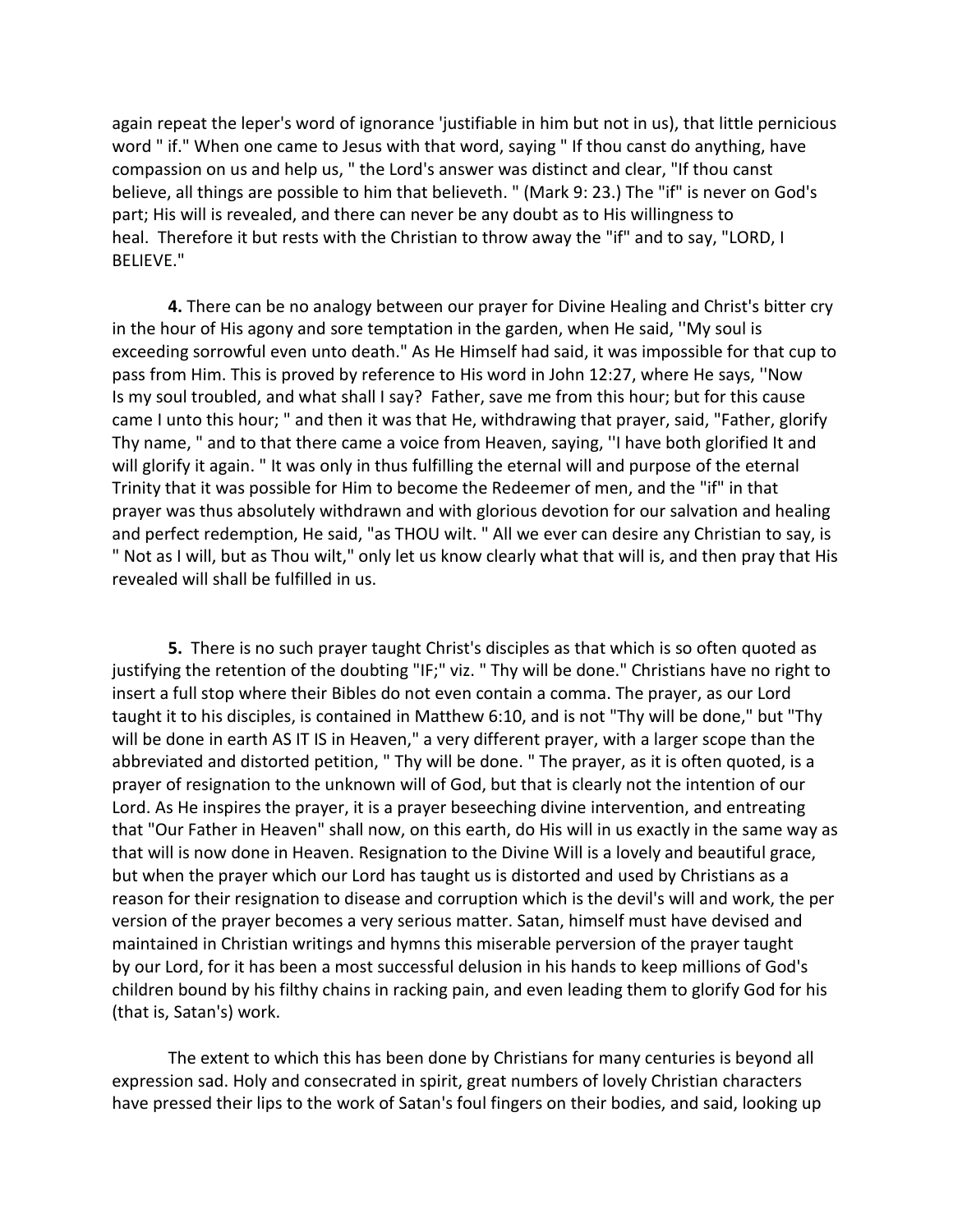again repeat the leper's word of ignorance 'justifiable in him but not in us), that little pernicious word " if." When one came to Jesus with that word, saying " If thou canst do anything, have compassion on us and help us, " the Lord's answer was distinct and clear, "If thou canst believe, all things are possible to him that believeth. " (Mark 9: 23.) The "if" is never on God's part; His will is revealed, and there can never be any doubt as to His willingness to heal. Therefore it but rests with the Christian to throw away the "if" and to say, "LORD, I BELIEVE."

**4.** There can be no analogy between our prayer for Divine Healing and Christ's bitter cry in the hour of His agony and sore temptation in the garden, when He said, ''My soul is exceeding sorrowful even unto death." As He Himself had said, it was impossible for that cup to pass from Him. This is proved by reference to His word in John 12:27, where He says, ''Now Is my soul troubled, and what shall I say? Father, save me from this hour; but for this cause came I unto this hour; " and then it was that He, withdrawing that prayer, said, "Father, glorify Thy name, " and to that there came a voice from Heaven, saying, ''I have both glorified It and will glorify it again. " It was only in thus fulfilling the eternal will and purpose of the eternal Trinity that it was possible for Him to become the Redeemer of men, and the "if" in that prayer was thus absolutely withdrawn and with glorious devotion for our salvation and healing and perfect redemption, He said, "as THOU wilt. " All we ever can desire any Christian to say, is " Not as I will, but as Thou wilt," only let us know clearly what that will is, and then pray that His revealed will shall be fulfilled in us.

**5.** There is no such prayer taught Christ's disciples as that which is so often quoted as justifying the retention of the doubting "IF;" viz. " Thy will be done." Christians have no right to insert a full stop where their Bibles do not even contain a comma. The prayer, as our Lord taught it to his disciples, is contained in Matthew 6:10, and is not "Thy will be done," but "Thy will be done in earth AS IT IS in Heaven," a very different prayer, with a larger scope than the abbreviated and distorted petition, " Thy will be done. " The prayer, as it is often quoted, is a prayer of resignation to the unknown will of God, but that is clearly not the intention of our Lord. As He inspires the prayer, it is a prayer beseeching divine intervention, and entreating that "Our Father in Heaven" shall now, on this earth, do His will in us exactly in the same way as that will is now done in Heaven. Resignation to the Divine Will is a lovely and beautiful grace, but when the prayer which our Lord has taught us is distorted and used by Christians as a reason for their resignation to disease and corruption which is the devil's will and work, the per version of the prayer becomes a very serious matter. Satan, himself must have devised and maintained in Christian writings and hymns this miserable perversion of the prayer taught by our Lord, for it has been a most successful delusion in his hands to keep millions of God's children bound by his filthy chains in racking pain, and even leading them to glorify God for his (that is, Satan's) work.

The extent to which this has been done by Christians for many centuries is beyond all expression sad. Holy and consecrated in spirit, great numbers of lovely Christian characters have pressed their lips to the work of Satan's foul fingers on their bodies, and said, looking up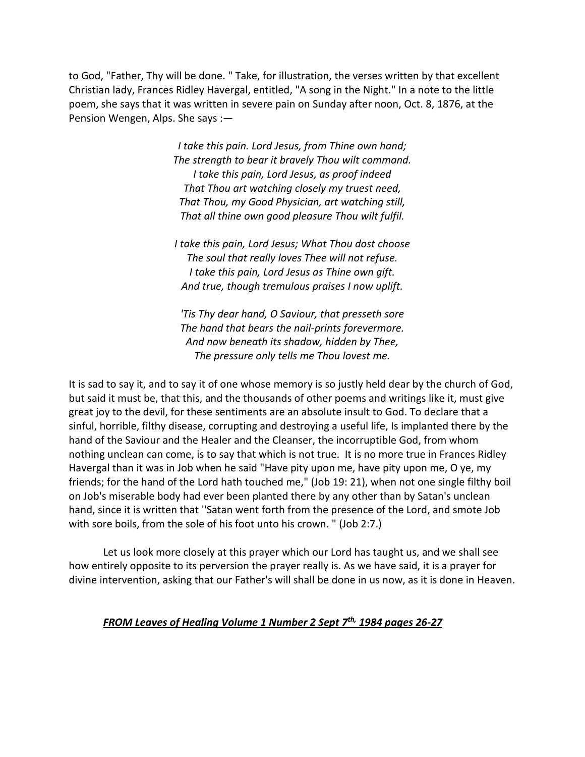to God, "Father, Thy will be done. " Take, for illustration, the verses written by that excellent Christian lady, Frances Ridley Havergal, entitled, "A song in the Night." In a note to the little poem, she says that it was written in severe pain on Sunday after noon, Oct. 8, 1876, at the Pension Wengen, Alps. She says :—

*I take this pain. Lord Jesus, from Thine own hand;*
*The strength to bear it bravely Thou wilt command.*
*I take this pain, Lord Jesus, as proof indeed*
*That Thou art watching closely my truest need,*
*That Thou, my Good Physician, art watching still,*
*That all thine own good pleasure Thou wilt fulfil.*

*I take this pain, Lord Jesus; What Thou dost choose*
*The soul that really loves Thee will not refuse.*
*I take this pain, Lord Jesus as Thine own gift.*
*And true, though tremulous praises I now uplift.*

*'Tis Thy dear hand, O Saviour, that presseth sore*
*The hand that bears the nail-prints forevermore.*
*And now beneath its shadow, hidden by Thee,*
*The pressure only tells me Thou lovest me.*

It is sad to say it, and to say it of one whose memory is so justly held dear by the church of God, but said it must be, that this, and the thousands of other poems and writings like it, must give great joy to the devil, for these sentiments are an absolute insult to God. To declare that a sinful, horrible, filthy disease, corrupting and destroying a useful life, Is implanted there by the hand of the Saviour and the Healer and the Cleanser, the incorruptible God, from whom nothing unclean can come, is to say that which is not true. It is no more true in Frances Ridley Havergal than it was in Job when he said "Have pity upon me, have pity upon me, O ye, my friends; for the hand of the Lord hath touched me," (Job 19: 21), when not one single filthy boil on Job's miserable body had ever been planted there by any other than by Satan's unclean hand, since it is written that ''Satan went forth from the presence of the Lord, and smote Job with sore boils, from the sole of his foot unto his crown. " (Job 2:7.)

Let us look more closely at this prayer which our Lord has taught us, and we shall see how entirely opposite to its perversion the prayer really is. As we have said, it is a prayer for divine intervention, asking that our Father's will shall be done in us now, as it is done in Heaven.

***FROM Leaves of Healing Volume 1 Number 2 Sept 7th, 1984 pages 26-27***